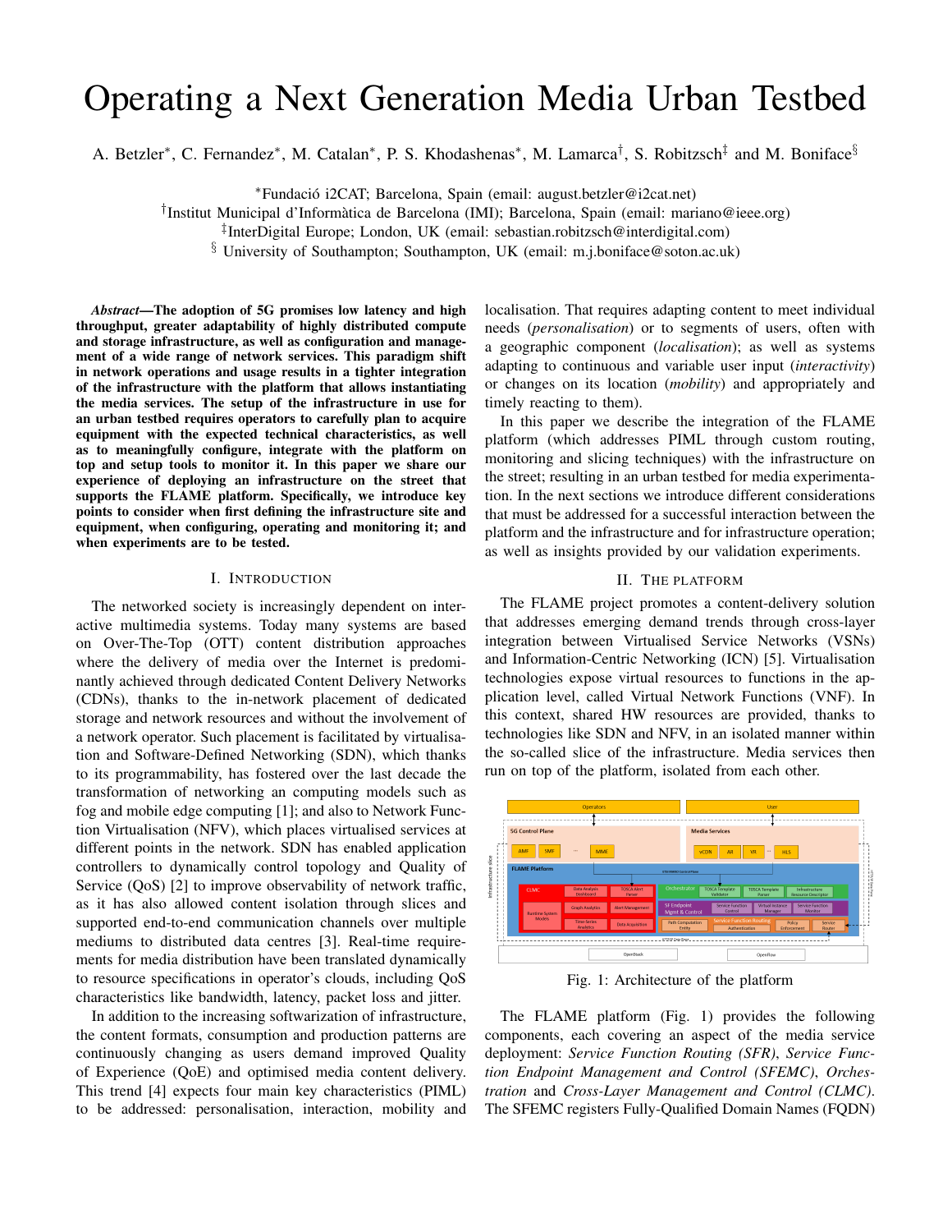# Operating a Next Generation Media Urban Testbed

A. Betzler*, C. Fernandez*, M. Catalan*, P. S. Khodashenas*, M. Lamarca†, S. Robitzsch‡ and M. Boniface§

*Fundació i2CAT; Barcelona, Spain (email: august.betzler@i2cat.net)
†Institut Municipal d'Informàtica de Barcelona (IMI); Barcelona, Spain (email: mariano@ieee.org)
‡InterDigital Europe; London, UK (email: sebastian.robitzsch@interdigital.com)
§ University of Southampton; Southampton, UK (email: m.j.boniface@soton.ac.uk)

***Abstract*—The adoption of 5G promises low latency and high throughput, greater adaptability of highly distributed compute and storage infrastructure, as well as configuration and management of a wide range of network services. This paradigm shift in network operations and usage results in a tighter integration of the infrastructure with the platform that allows instantiating the media services. The setup of the infrastructure in use for an urban testbed requires operators to carefully plan to acquire equipment with the expected technical characteristics, as well as to meaningfully configure, integrate with the platform on top and setup tools to monitor it. In this paper we share our experience of deploying an infrastructure on the street that supports the FLAME platform. Specifically, we introduce key points to consider when first defining the infrastructure site and equipment, when configuring, operating and monitoring it; and when experiments are to be tested.**

## I. Introduction

The networked society is increasingly dependent on interactive multimedia systems. Today many systems are based on Over-The-Top (OTT) content distribution approaches where the delivery of media over the Internet is predominantly achieved through dedicated Content Delivery Networks (CDNs), thanks to the in-network placement of dedicated storage and network resources and without the involvement of a network operator. Such placement is facilitated by virtualisation and Software-Defined Networking (SDN), which thanks to its programmability, has fostered over the last decade the transformation of networking an computing models such as fog and mobile edge computing [1]; and also to Network Function Virtualisation (NFV), which places virtualised services at different points in the network. SDN has enabled application controllers to dynamically control topology and Quality of Service (QoS) [2] to improve observability of network traffic, as it has also allowed content isolation through slices and supported end-to-end communication channels over multiple mediums to distributed data centres [3]. Real-time requirements for media distribution have been translated dynamically to resource specifications in operator's clouds, including QoS characteristics like bandwidth, latency, packet loss and jitter.

In addition to the increasing softwarization of infrastructure, the content formats, consumption and production patterns are continuously changing as users demand improved Quality of Experience (QoE) and optimised media content delivery. This trend [4] expects four main key characteristics (PIML) to be addressed: personalisation, interaction, mobility and localisation. That requires adapting content to meet individual needs (*personalisation*) or to segments of users, often with a geographic component (*localisation*); as well as systems adapting to continuous and variable user input (*interactivity*) or changes on its location (*mobility*) and appropriately and timely reacting to them).

In this paper we describe the integration of the FLAME platform (which addresses PIML through custom routing, monitoring and slicing techniques) with the infrastructure on the street; resulting in an urban testbed for media experimentation. In the next sections we introduce different considerations that must be addressed for a successful interaction between the platform and the infrastructure and for infrastructure operation; as well as insights provided by our validation experiments.

## II. The platform

The FLAME project promotes a content-delivery solution that addresses emerging demand trends through cross-layer integration between Virtualised Service Networks (VSNs) and Information-Centric Networking (ICN) [5]. Virtualisation technologies expose virtual resources to functions in the application level, called Virtual Network Functions (VNF). In this context, shared HW resources are provided, thanks to technologies like SDN and NFV, in an isolated manner within the so-called slice of the infrastructure. Media services then run on top of the platform, isolated from each other.

Fig. 1: Architecture of the platform

The FLAME platform (Fig. 1) provides the following components, each covering an aspect of the media service deployment: *Service Function Routing (SFR)*, *Service Function Endpoint Management and Control (SFEMC)*, *Orchestration* and *Cross-Layer Management and Control (CLMC)*. The SFEMC registers Fully-Qualified Domain Names (FQDN)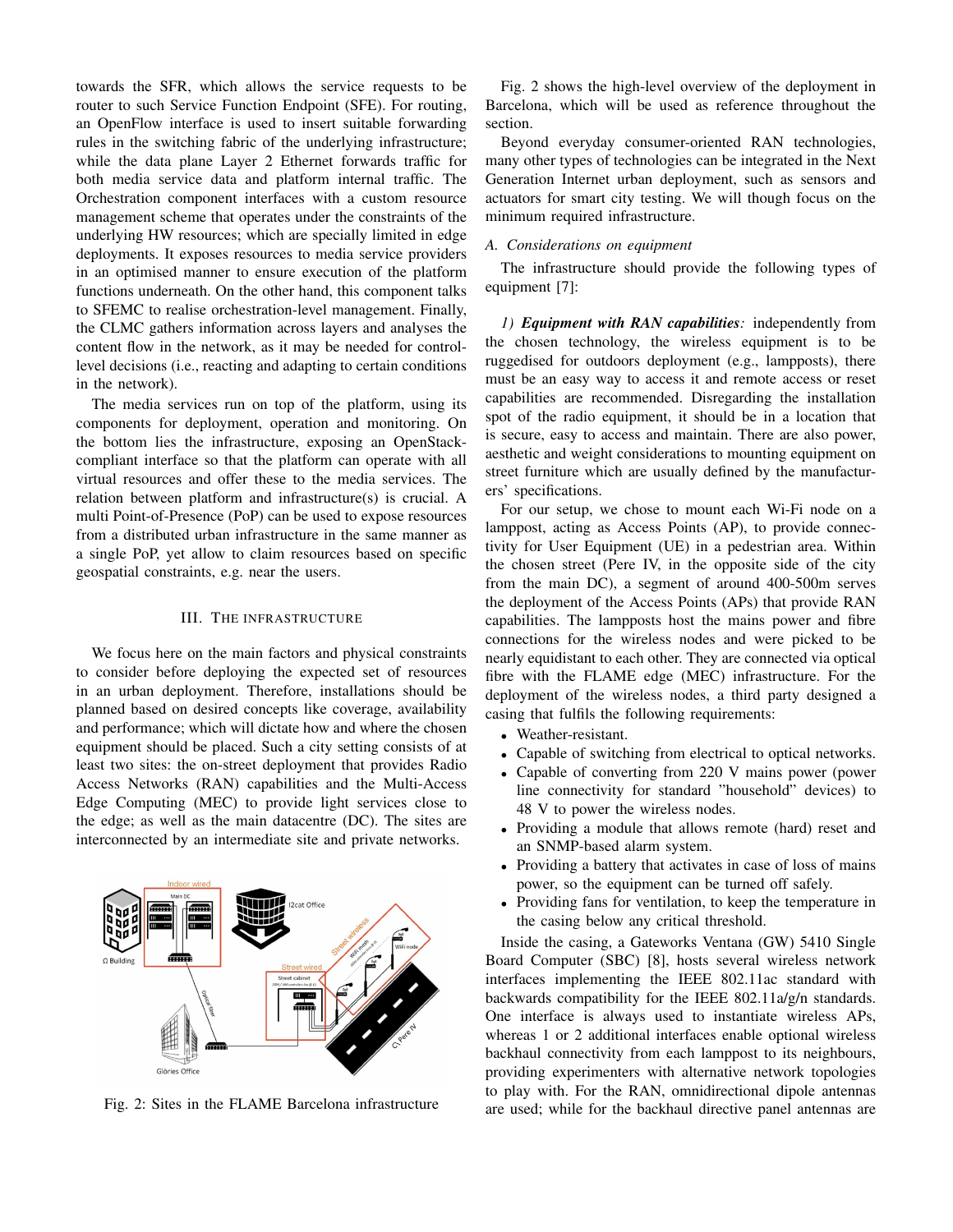towards the SFR, which allows the service requests to be router to such Service Function Endpoint (SFE). For routing, an OpenFlow interface is used to insert suitable forwarding rules in the switching fabric of the underlying infrastructure; while the data plane Layer 2 Ethernet forwards traffic for both media service data and platform internal traffic. The Orchestration component interfaces with a custom resource management scheme that operates under the constraints of the underlying HW resources; which are specially limited in edge deployments. It exposes resources to media service providers in an optimised manner to ensure execution of the platform functions underneath. On the other hand, this component talks to SFEMC to realise orchestration-level management. Finally, the CLMC gathers information across layers and analyses the content flow in the network, as it may be needed for control-level decisions (i.e., reacting and adapting to certain conditions in the network).

The media services run on top of the platform, using its components for deployment, operation and monitoring. On the bottom lies the infrastructure, exposing an OpenStack-compliant interface so that the platform can operate with all virtual resources and offer these to the media services. The relation between platform and infrastructure(s) is crucial. A multi Point-of-Presence (PoP) can be used to expose resources from a distributed urban infrastructure in the same manner as a single PoP, yet allow to claim resources based on specific geospatial constraints, e.g. near the users.

## III. The Infrastructure

We focus here on the main factors and physical constraints to consider before deploying the expected set of resources in an urban deployment. Therefore, installations should be planned based on desired concepts like coverage, availability and performance; which will dictate how and where the chosen equipment should be placed. Such a city setting consists of at least two sites: the on-street deployment that provides Radio Access Networks (RAN) capabilities and the Multi-Access Edge Computing (MEC) to provide light services close to the edge; as well as the main datacentre (DC). The sites are interconnected by an intermediate site and private networks.

Fig. 2: Sites in the FLAME Barcelona infrastructure

Fig. 2 shows the high-level overview of the deployment in Barcelona, which will be used as reference throughout the section.

Beyond everyday consumer-oriented RAN technologies, many other types of technologies can be integrated in the Next Generation Internet urban deployment, such as sensors and actuators for smart city testing. We will though focus on the minimum required infrastructure.

### A. Considerations on equipment

The infrastructure should provide the following types of equipment [7]:

*1)* ***Equipment with RAN capabilities****:* independently from the chosen technology, the wireless equipment is to be ruggedised for outdoors deployment (e.g., lampposts), there must be an easy way to access it and remote access or reset capabilities are recommended. Disregarding the installation spot of the radio equipment, it should be in a location that is secure, easy to access and maintain. There are also power, aesthetic and weight considerations to mounting equipment on street furniture which are usually defined by the manufacturers' specifications.

For our setup, we chose to mount each Wi-Fi node on a lamppost, acting as Access Points (AP), to provide connectivity for User Equipment (UE) in a pedestrian area. Within the chosen street (Pere IV, in the opposite side of the city from the main DC), a segment of around 400-500m serves the deployment of the Access Points (APs) that provide RAN capabilities. The lampposts host the mains power and fibre connections for the wireless nodes and were picked to be nearly equidistant to each other. They are connected via optical fibre with the FLAME edge (MEC) infrastructure. For the deployment of the wireless nodes, a third party designed a casing that fulfils the following requirements:

- Weather-resistant.
- Capable of switching from electrical to optical networks.
- Capable of converting from 220 V mains power (power line connectivity for standard "household" devices) to 48 V to power the wireless nodes.
- Providing a module that allows remote (hard) reset and an SNMP-based alarm system.
- Providing a battery that activates in case of loss of mains power, so the equipment can be turned off safely.
- Providing fans for ventilation, to keep the temperature in the casing below any critical threshold.

Inside the casing, a Gateworks Ventana (GW) 5410 Single Board Computer (SBC) [8], hosts several wireless network interfaces implementing the IEEE 802.11ac standard with backwards compatibility for the IEEE 802.11a/g/n standards. One interface is always used to instantiate wireless APs, whereas 1 or 2 additional interfaces enable optional wireless backhaul connectivity from each lamppost to its neighbours, providing experimenters with alternative network topologies to play with. For the RAN, omnidirectional dipole antennas are used; while for the backhaul directive panel antennas are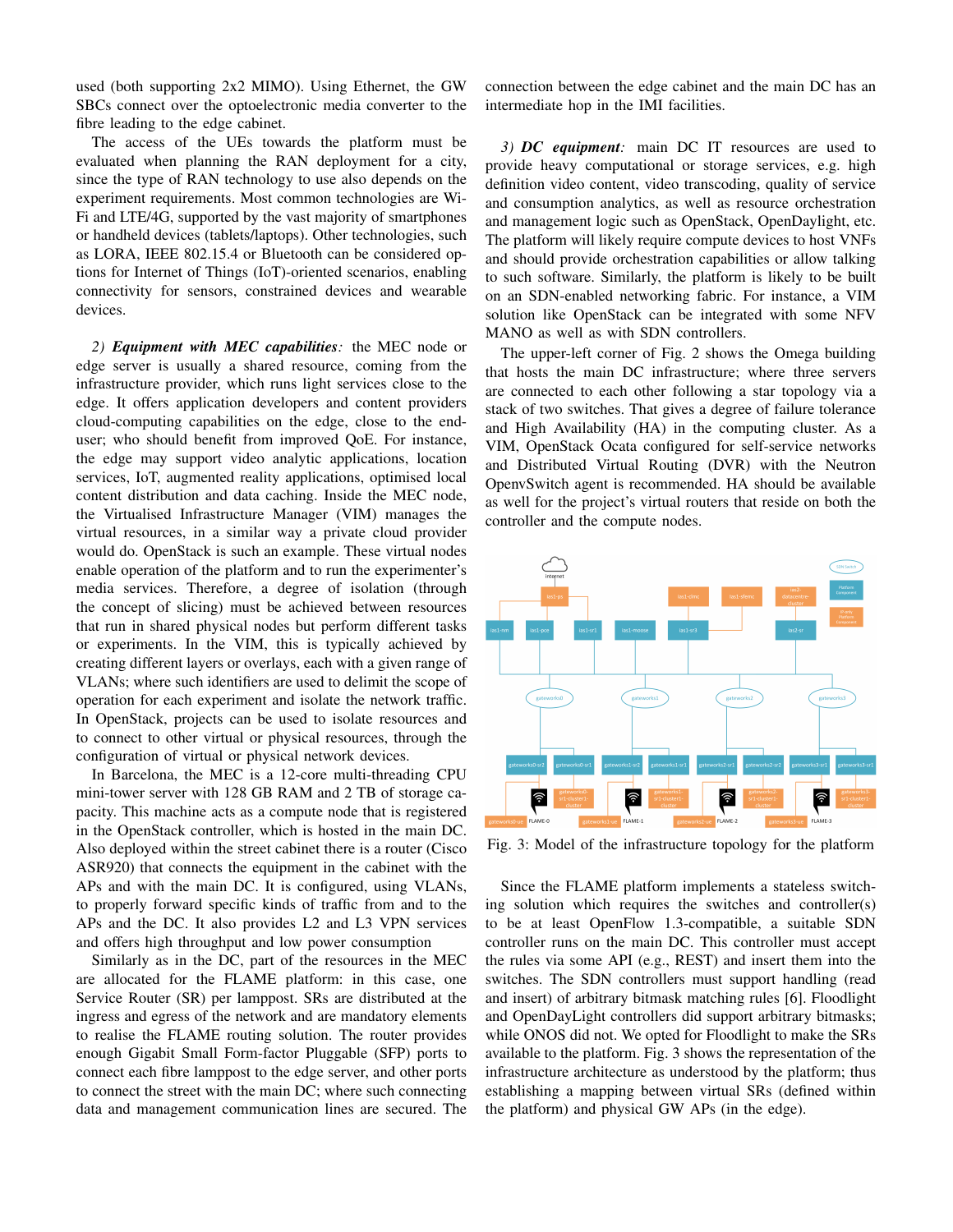used (both supporting 2x2 MIMO). Using Ethernet, the GW SBCs connect over the optoelectronic media converter to the fibre leading to the edge cabinet.

The access of the UEs towards the platform must be evaluated when planning the RAN deployment for a city, since the type of RAN technology to use also depends on the experiment requirements. Most common technologies are Wi-Fi and LTE/4G, supported by the vast majority of smartphones or handheld devices (tablets/laptops). Other technologies, such as LORA, IEEE 802.15.4 or Bluetooth can be considered options for Internet of Things (IoT)-oriented scenarios, enabling connectivity for sensors, constrained devices and wearable devices.

*2) **Equipment with MEC capabilities**:* the MEC node or edge server is usually a shared resource, coming from the infrastructure provider, which runs light services close to the edge. It offers application developers and content providers cloud-computing capabilities on the edge, close to the end-user; who should benefit from improved QoE. For instance, the edge may support video analytic applications, location services, IoT, augmented reality applications, optimised local content distribution and data caching. Inside the MEC node, the Virtualised Infrastructure Manager (VIM) manages the virtual resources, in a similar way a private cloud provider would do. OpenStack is such an example. These virtual nodes enable operation of the platform and to run the experimenter's media services. Therefore, a degree of isolation (through the concept of slicing) must be achieved between resources that run in shared physical nodes but perform different tasks or experiments. In the VIM, this is typically achieved by creating different layers or overlays, each with a given range of VLANs; where such identifiers are used to delimit the scope of operation for each experiment and isolate the network traffic. In OpenStack, projects can be used to isolate resources and to connect to other virtual or physical resources, through the configuration of virtual or physical network devices.

In Barcelona, the MEC is a 12-core multi-threading CPU mini-tower server with 128 GB RAM and 2 TB of storage capacity. This machine acts as a compute node that is registered in the OpenStack controller, which is hosted in the main DC. Also deployed within the street cabinet there is a router (Cisco ASR920) that connects the equipment in the cabinet with the APs and with the main DC. It is configured, using VLANs, to properly forward specific kinds of traffic from and to the APs and the DC. It also provides L2 and L3 VPN services and offers high throughput and low power consumption

Similarly as in the DC, part of the resources in the MEC are allocated for the FLAME platform: in this case, one Service Router (SR) per lamppost. SRs are distributed at the ingress and egress of the network and are mandatory elements to realise the FLAME routing solution. The router provides enough Gigabit Small Form-factor Pluggable (SFP) ports to connect each fibre lamppost to the edge server, and other ports to connect the street with the main DC; where such connecting data and management communication lines are secured. The connection between the edge cabinet and the main DC has an intermediate hop in the IMI facilities.

*3) **DC equipment**:* main DC IT resources are used to provide heavy computational or storage services, e.g. high definition video content, video transcoding, quality of service and consumption analytics, as well as resource orchestration and management logic such as OpenStack, OpenDaylight, etc. The platform will likely require compute devices to host VNFs and should provide orchestration capabilities or allow talking to such software. Similarly, the platform is likely to be built on an SDN-enabled networking fabric. For instance, a VIM solution like OpenStack can be integrated with some NFV MANO as well as with SDN controllers.

The upper-left corner of Fig. 2 shows the Omega building that hosts the main DC infrastructure; where three servers are connected to each other following a star topology via a stack of two switches. That gives a degree of failure tolerance and High Availability (HA) in the computing cluster. As a VIM, OpenStack Ocata configured for self-service networks and Distributed Virtual Routing (DVR) with the Neutron OpenvSwitch agent is recommended. HA should be available as well for the project's virtual routers that reside on both the controller and the compute nodes.

Fig. 3: Model of the infrastructure topology for the platform

Since the FLAME platform implements a stateless switching solution which requires the switches and controller(s) to be at least OpenFlow 1.3-compatible, a suitable SDN controller runs on the main DC. This controller must accept the rules via some API (e.g., REST) and insert them into the switches. The SDN controllers must support handling (read and insert) of arbitrary bitmask matching rules [6]. Floodlight and OpenDayLight controllers did support arbitrary bitmasks; while ONOS did not. We opted for Floodlight to make the SRs available to the platform. Fig. 3 shows the representation of the infrastructure architecture as understood by the platform; thus establishing a mapping between virtual SRs (defined within the platform) and physical GW APs (in the edge).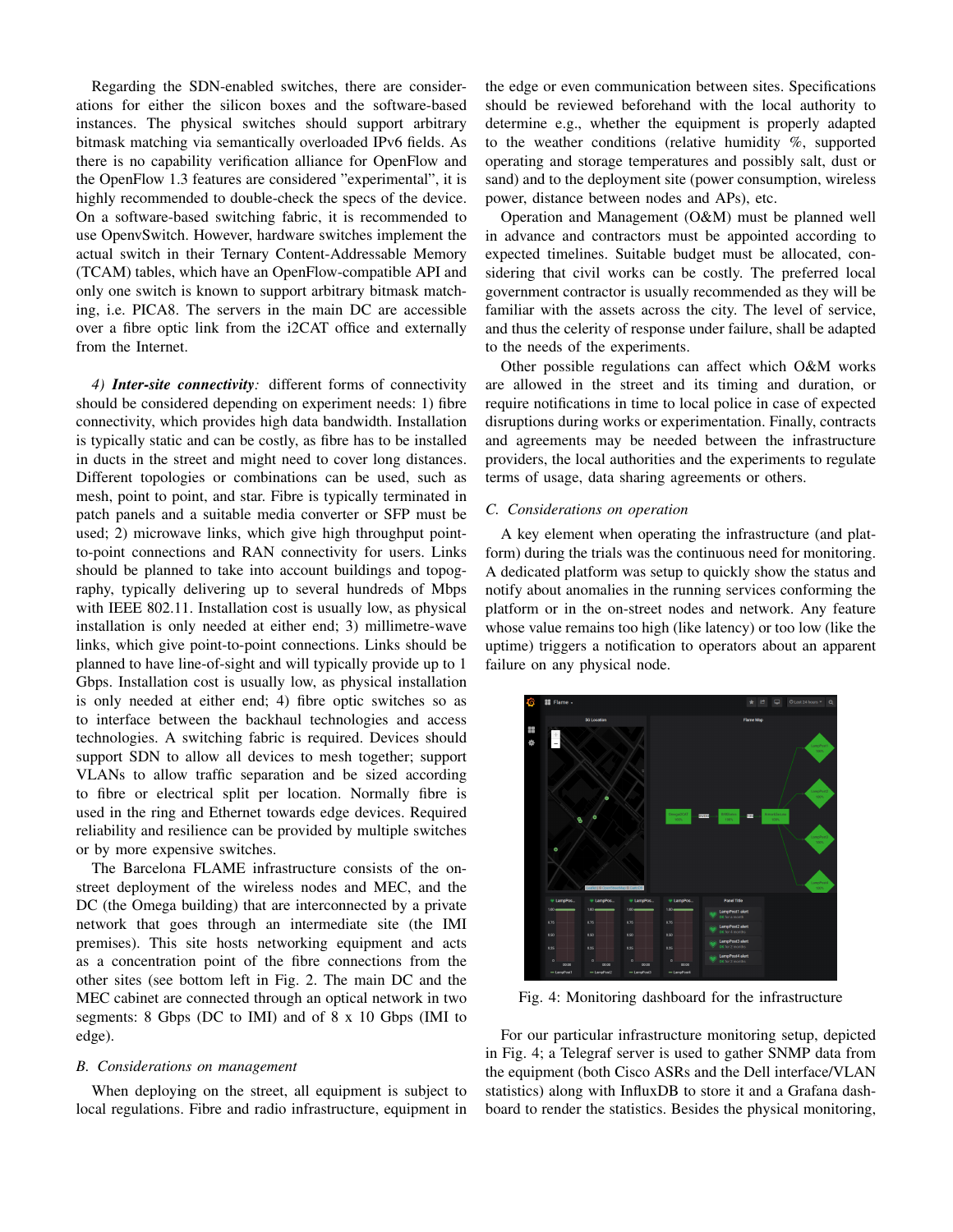Regarding the SDN-enabled switches, there are considerations for either the silicon boxes and the software-based instances. The physical switches should support arbitrary bitmask matching via semantically overloaded IPv6 fields. As there is no capability verification alliance for OpenFlow and the OpenFlow 1.3 features are considered "experimental", it is highly recommended to double-check the specs of the device. On a software-based switching fabric, it is recommended to use OpenvSwitch. However, hardware switches implement the actual switch in their Ternary Content-Addressable Memory (TCAM) tables, which have an OpenFlow-compatible API and only one switch is known to support arbitrary bitmask matching, i.e. PICA8. The servers in the main DC are accessible over a fibre optic link from the i2CAT office and externally from the Internet.

*4) **Inter-site connectivity**:* different forms of connectivity should be considered depending on experiment needs: 1) fibre connectivity, which provides high data bandwidth. Installation is typically static and can be costly, as fibre has to be installed in ducts in the street and might need to cover long distances. Different topologies or combinations can be used, such as mesh, point to point, and star. Fibre is typically terminated in patch panels and a suitable media converter or SFP must be used; 2) microwave links, which give high throughput point-to-point connections and RAN connectivity for users. Links should be planned to take into account buildings and topography, typically delivering up to several hundreds of Mbps with IEEE 802.11. Installation cost is usually low, as physical installation is only needed at either end; 3) millimetre-wave links, which give point-to-point connections. Links should be planned to have line-of-sight and will typically provide up to 1 Gbps. Installation cost is usually low, as physical installation is only needed at either end; 4) fibre optic switches so as to interface between the backhaul technologies and access technologies. A switching fabric is required. Devices should support SDN to allow all devices to mesh together; support VLANs to allow traffic separation and be sized according to fibre or electrical split per location. Normally fibre is used in the ring and Ethernet towards edge devices. Required reliability and resilience can be provided by multiple switches or by more expensive switches.

The Barcelona FLAME infrastructure consists of the on-street deployment of the wireless nodes and MEC, and the DC (the Omega building) that are interconnected by a private network that goes through an intermediate site (the IMI premises). This site hosts networking equipment and acts as a concentration point of the fibre connections from the other sites (see bottom left in Fig. 2. The main DC and the MEC cabinet are connected through an optical network in two segments: 8 Gbps (DC to IMI) and of 8 x 10 Gbps (IMI to edge).

### B. Considerations on management

When deploying on the street, all equipment is subject to local regulations. Fibre and radio infrastructure, equipment in the edge or even communication between sites. Specifications should be reviewed beforehand with the local authority to determine e.g., whether the equipment is properly adapted to the weather conditions (relative humidity %, supported operating and storage temperatures and possibly salt, dust or sand) and to the deployment site (power consumption, wireless power, distance between nodes and APs), etc.

Operation and Management (O&M) must be planned well in advance and contractors must be appointed according to expected timelines. Suitable budget must be allocated, considering that civil works can be costly. The preferred local government contractor is usually recommended as they will be familiar with the assets across the city. The level of service, and thus the celerity of response under failure, shall be adapted to the needs of the experiments.

Other possible regulations can affect which O&M works are allowed in the street and its timing and duration, or require notifications in time to local police in case of expected disruptions during works or experimentation. Finally, contracts and agreements may be needed between the infrastructure providers, the local authorities and the experiments to regulate terms of usage, data sharing agreements or others.

### C. Considerations on operation

A key element when operating the infrastructure (and platform) during the trials was the continuous need for monitoring. A dedicated platform was setup to quickly show the status and notify about anomalies in the running services conforming the platform or in the on-street nodes and network. Any feature whose value remains too high (like latency) or too low (like the uptime) triggers a notification to operators about an apparent failure on any physical node.

Fig. 4: Monitoring dashboard for the infrastructure

For our particular infrastructure monitoring setup, depicted in Fig. 4; a Telegraf server is used to gather SNMP data from the equipment (both Cisco ASRs and the Dell interface/VLAN statistics) along with InfluxDB to store it and a Grafana dashboard to render the statistics. Besides the physical monitoring,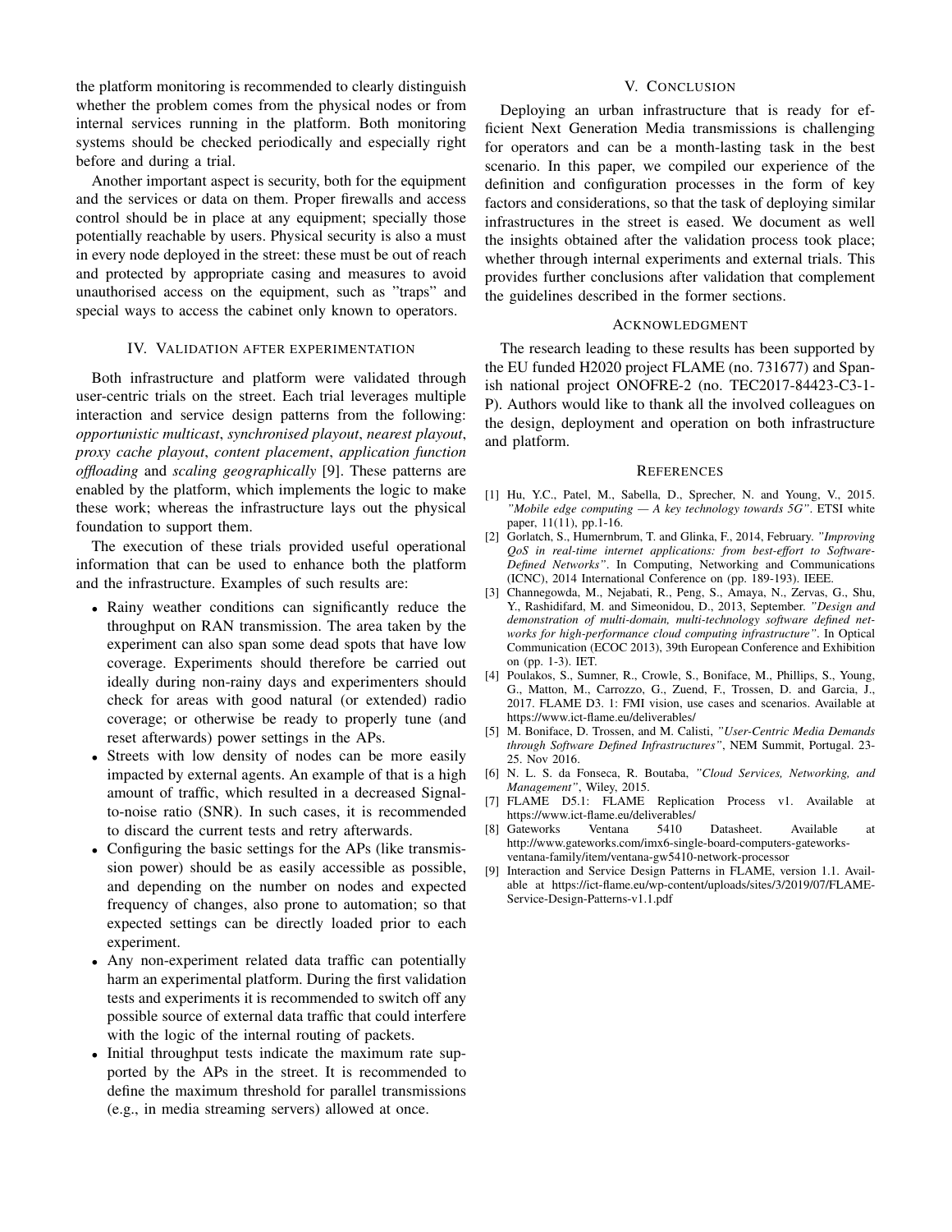the platform monitoring is recommended to clearly distinguish whether the problem comes from the physical nodes or from internal services running in the platform. Both monitoring systems should be checked periodically and especially right before and during a trial.

Another important aspect is security, both for the equipment and the services or data on them. Proper firewalls and access control should be in place at any equipment; specially those potentially reachable by users. Physical security is also a must in every node deployed in the street: these must be out of reach and protected by appropriate casing and measures to avoid unauthorised access on the equipment, such as "traps" and special ways to access the cabinet only known to operators.

## IV. Validation after experimentation

Both infrastructure and platform were validated through user-centric trials on the street. Each trial leverages multiple interaction and service design patterns from the following: *opportunistic multicast*, *synchronised playout*, *nearest playout*, *proxy cache playout*, *content placement*, *application function offloading* and *scaling geographically* [9]. These patterns are enabled by the platform, which implements the logic to make these work; whereas the infrastructure lays out the physical foundation to support them.

The execution of these trials provided useful operational information that can be used to enhance both the platform and the infrastructure. Examples of such results are:

- Rainy weather conditions can significantly reduce the throughput on RAN transmission. The area taken by the experiment can also span some dead spots that have low coverage. Experiments should therefore be carried out ideally during non-rainy days and experimenters should check for areas with good natural (or extended) radio coverage; or otherwise be ready to properly tune (and reset afterwards) power settings in the APs.
- Streets with low density of nodes can be more easily impacted by external agents. An example of that is a high amount of traffic, which resulted in a decreased Signal-to-noise ratio (SNR). In such cases, it is recommended to discard the current tests and retry afterwards.
- Configuring the basic settings for the APs (like transmission power) should be as easily accessible as possible, and depending on the number on nodes and expected frequency of changes, also prone to automation; so that expected settings can be directly loaded prior to each experiment.
- Any non-experiment related data traffic can potentially harm an experimental platform. During the first validation tests and experiments it is recommended to switch off any possible source of external data traffic that could interfere with the logic of the internal routing of packets.
- Initial throughput tests indicate the maximum rate supported by the APs in the street. It is recommended to define the maximum threshold for parallel transmissions (e.g., in media streaming servers) allowed at once.

## V. Conclusion

Deploying an urban infrastructure that is ready for efficient Next Generation Media transmissions is challenging for operators and can be a month-lasting task in the best scenario. In this paper, we compiled our experience of the definition and configuration processes in the form of key factors and considerations, so that the task of deploying similar infrastructures in the street is eased. We document as well the insights obtained after the validation process took place; whether through internal experiments and external trials. This provides further conclusions after validation that complement the guidelines described in the former sections.

## Acknowledgment

The research leading to these results has been supported by the EU funded H2020 project FLAME (no. 731677) and Spanish national project ONOFRE-2 (no. TEC2017-84423-C3-1-P). Authors would like to thank all the involved colleagues on the design, deployment and operation on both infrastructure and platform.

## References

[1] Hu, Y.C., Patel, M., Sabella, D., Sprecher, N. and Young, V., 2015. *"Mobile edge computing — A key technology towards 5G"*. ETSI white paper, 11(11), pp.1-16.

[2] Gorlatch, S., Humernbrum, T. and Glinka, F., 2014, February. *"Improving QoS in real-time internet applications: from best-effort to Software-Defined Networks"*. In Computing, Networking and Communications (ICNC), 2014 International Conference on (pp. 189-193). IEEE.

[3] Channegowda, M., Nejabati, R., Peng, S., Amaya, N., Zervas, G., Shu, Y., Rashidifard, M. and Simeonidou, D., 2013, September. *"Design and demonstration of multi-domain, multi-technology software defined networks for high-performance cloud computing infrastructure"*. In Optical Communication (ECOC 2013), 39th European Conference and Exhibition on (pp. 1-3). IET.

[4] Poulakos, S., Sumner, R., Crowle, S., Boniface, M., Phillips, S., Young, G., Matton, M., Carrozzo, G., Zuend, F., Trossen, D. and Garcia, J., 2017. FLAME D3. 1: FMI vision, use cases and scenarios. Available at https://www.ict-flame.eu/deliverables/

[5] M. Boniface, D. Trossen, and M. Calisti, *"User-Centric Media Demands through Software Defined Infrastructures"*, NEM Summit, Portugal. 23-25. Nov 2016.

[6] N. L. S. da Fonseca, R. Boutaba, *"Cloud Services, Networking, and Management"*, Wiley, 2015.

[7] FLAME D5.1: FLAME Replication Process v1. Available at https://www.ict-flame.eu/deliverables/

[8] Gateworks Ventana 5410 Datasheet. Available at http://www.gateworks.com/imx6-single-board-computers-gateworks-ventana-family/item/ventana-gw5410-network-processor

[9] Interaction and Service Design Patterns in FLAME, version 1.1. Available at https://ict-flame.eu/wp-content/uploads/sites/3/2019/07/FLAME-Service-Design-Patterns-v1.1.pdf